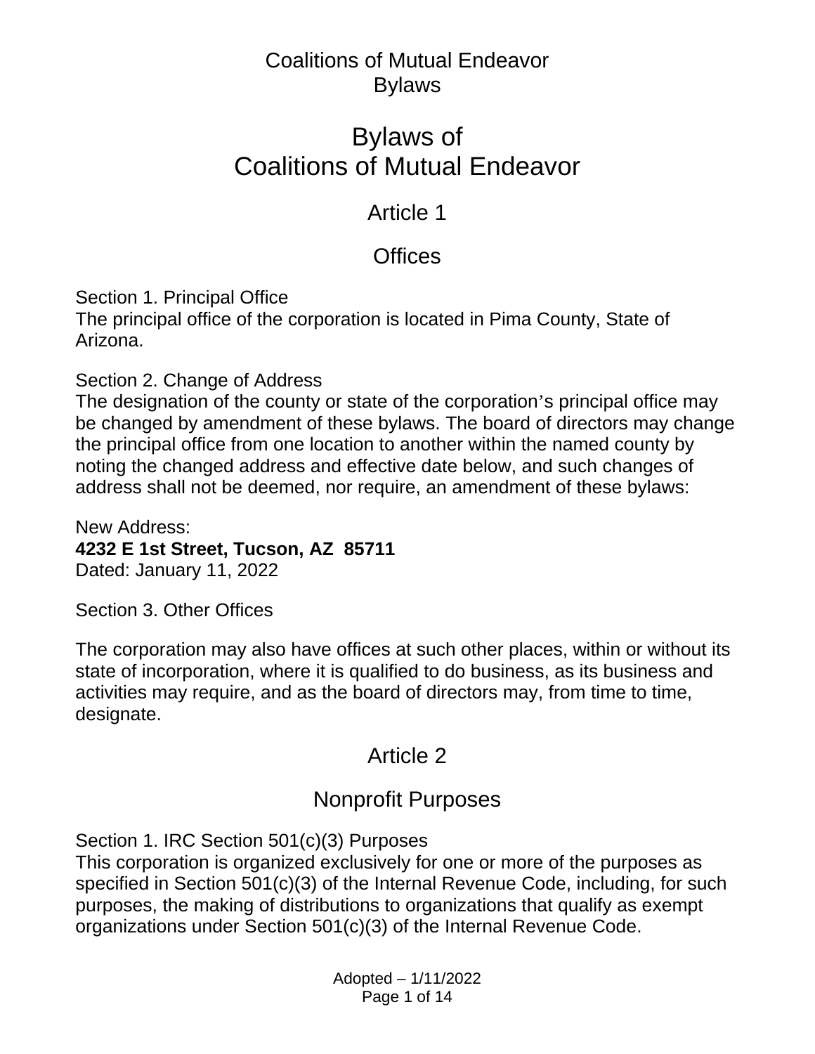# Bylaws of Coalitions of Mutual Endeavor

## Article 1

## Offices

Section 1. Principal Office
The principal office of the corporation is located in Pima County, State of Arizona.

Section 2. Change of Address
The designation of the county or state of the corporation's principal office may be changed by amendment of these bylaws. The board of directors may change the principal office from one location to another within the named county by noting the changed address and effective date below, and such changes of address shall not be deemed, nor require, an amendment of these bylaws:

New Address:
**4232 E 1st Street, Tucson, AZ  85711**
Dated: January 11, 2022

Section 3. Other Offices

The corporation may also have offices at such other places, within or without its state of incorporation, where it is qualified to do business, as its business and activities may require, and as the board of directors may, from time to time, designate.

## Article 2

## Nonprofit Purposes

Section 1. IRC Section 501(c)(3) Purposes
This corporation is organized exclusively for one or more of the purposes as specified in Section 501(c)(3) of the Internal Revenue Code, including, for such purposes, the making of distributions to organizations that qualify as exempt organizations under Section 501(c)(3) of the Internal Revenue Code.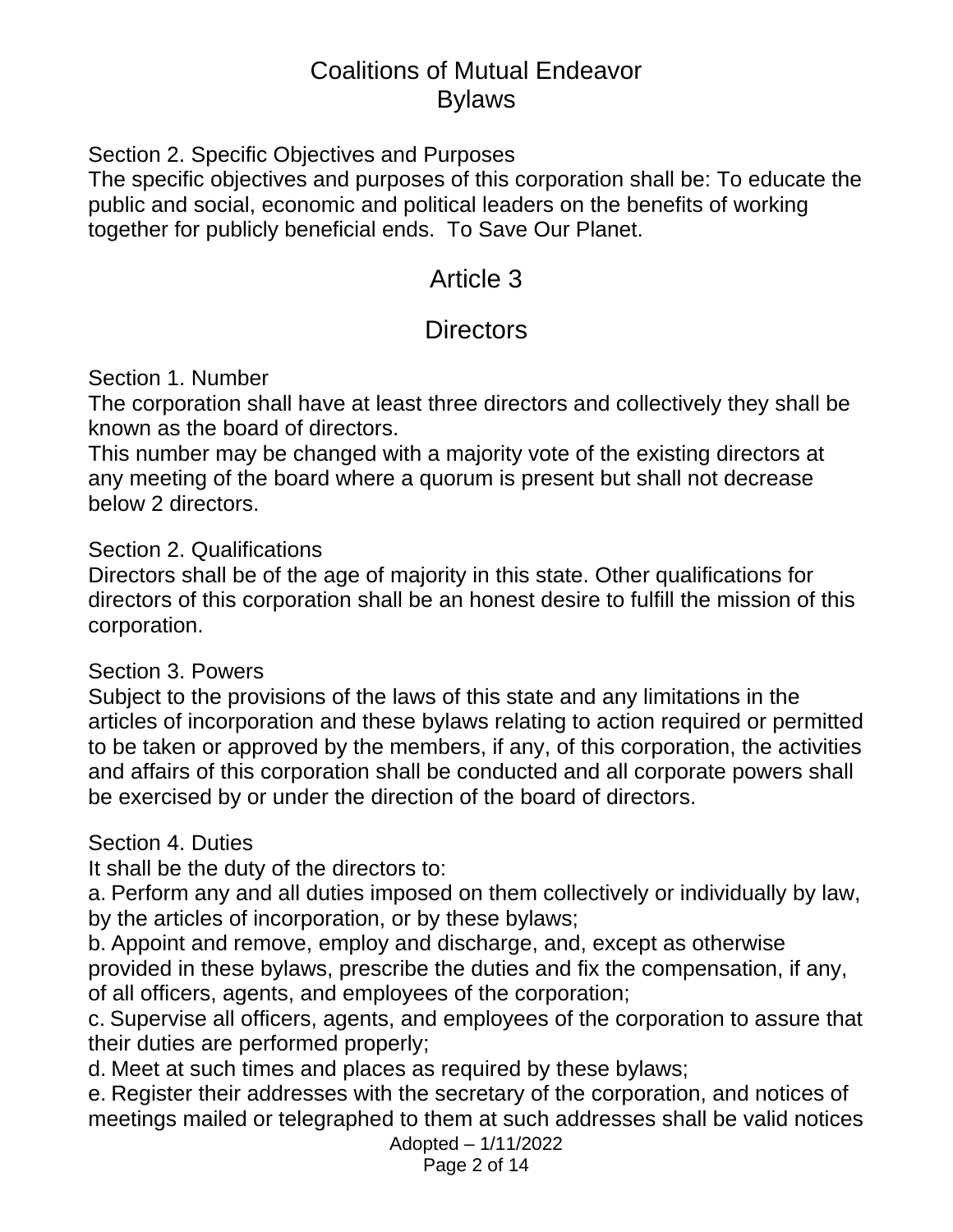Section 2. Specific Objectives and Purposes
The specific objectives and purposes of this corporation shall be: To educate the public and social, economic and political leaders on the benefits of working together for publicly beneficial ends. To Save Our Planet.

## Article 3

## Directors

Section 1. Number
The corporation shall have at least three directors and collectively they shall be known as the board of directors.
This number may be changed with a majority vote of the existing directors at any meeting of the board where a quorum is present but shall not decrease below 2 directors.

Section 2. Qualifications
Directors shall be of the age of majority in this state. Other qualifications for directors of this corporation shall be an honest desire to fulfill the mission of this corporation.

Section 3. Powers
Subject to the provisions of the laws of this state and any limitations in the articles of incorporation and these bylaws relating to action required or permitted to be taken or approved by the members, if any, of this corporation, the activities and affairs of this corporation shall be conducted and all corporate powers shall be exercised by or under the direction of the board of directors.

Section 4. Duties
It shall be the duty of the directors to:
a. Perform any and all duties imposed on them collectively or individually by law, by the articles of incorporation, or by these bylaws;
b. Appoint and remove, employ and discharge, and, except as otherwise provided in these bylaws, prescribe the duties and fix the compensation, if any, of all officers, agents, and employees of the corporation;
c. Supervise all officers, agents, and employees of the corporation to assure that their duties are performed properly;
d. Meet at such times and places as required by these bylaws;
e. Register their addresses with the secretary of the corporation, and notices of meetings mailed or telegraphed to them at such addresses shall be valid notices

Adopted – 1/11/2022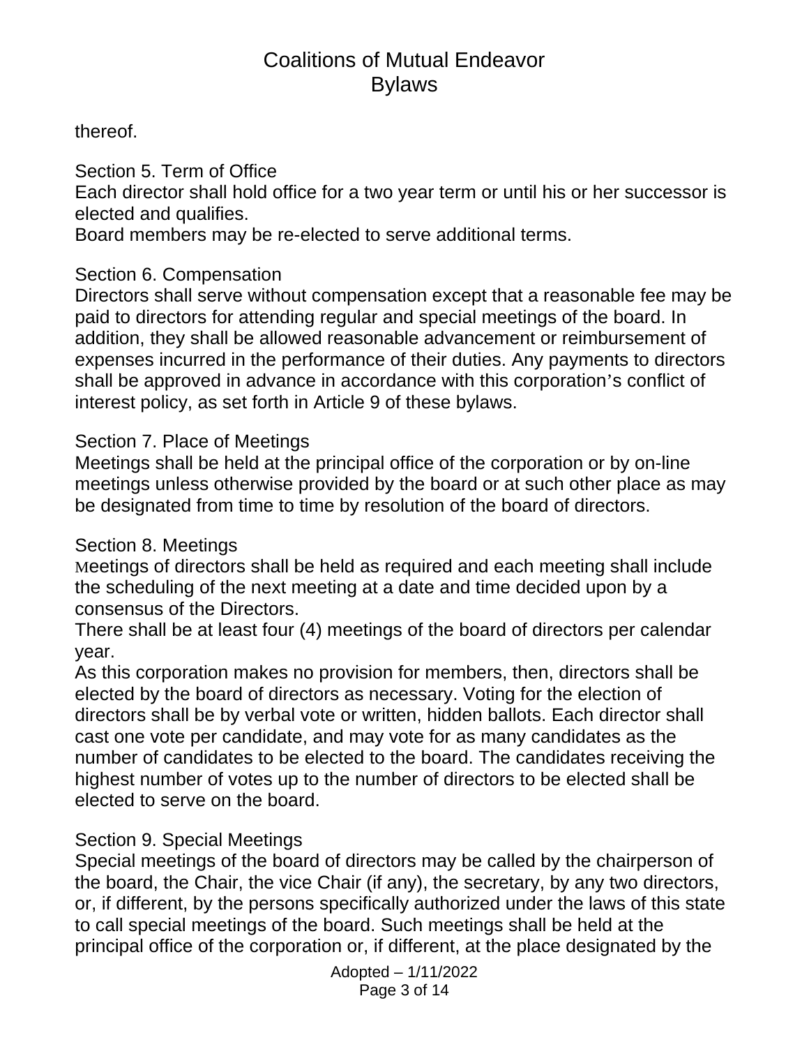thereof.

Section 5. Term of Office
Each director shall hold office for a two year term or until his or her successor is elected and qualifies.
Board members may be re-elected to serve additional terms.

Section 6. Compensation
Directors shall serve without compensation except that a reasonable fee may be paid to directors for attending regular and special meetings of the board. In addition, they shall be allowed reasonable advancement or reimbursement of expenses incurred in the performance of their duties. Any payments to directors shall be approved in advance in accordance with this corporation's conflict of interest policy, as set forth in Article 9 of these bylaws.

Section 7. Place of Meetings
Meetings shall be held at the principal office of the corporation or by on-line meetings unless otherwise provided by the board or at such other place as may be designated from time to time by resolution of the board of directors.

Section 8. Meetings
Meetings of directors shall be held as required and each meeting shall include the scheduling of the next meeting at a date and time decided upon by a consensus of the Directors.
There shall be at least four (4) meetings of the board of directors per calendar year.
As this corporation makes no provision for members, then, directors shall be elected by the board of directors as necessary. Voting for the election of directors shall be by verbal vote or written, hidden ballots. Each director shall cast one vote per candidate, and may vote for as many candidates as the number of candidates to be elected to the board. The candidates receiving the highest number of votes up to the number of directors to be elected shall be elected to serve on the board.

Section 9. Special Meetings
Special meetings of the board of directors may be called by the chairperson of the board, the Chair, the vice Chair (if any), the secretary, by any two directors, or, if different, by the persons specifically authorized under the laws of this state to call special meetings of the board. Such meetings shall be held at the principal office of the corporation or, if different, at the place designated by the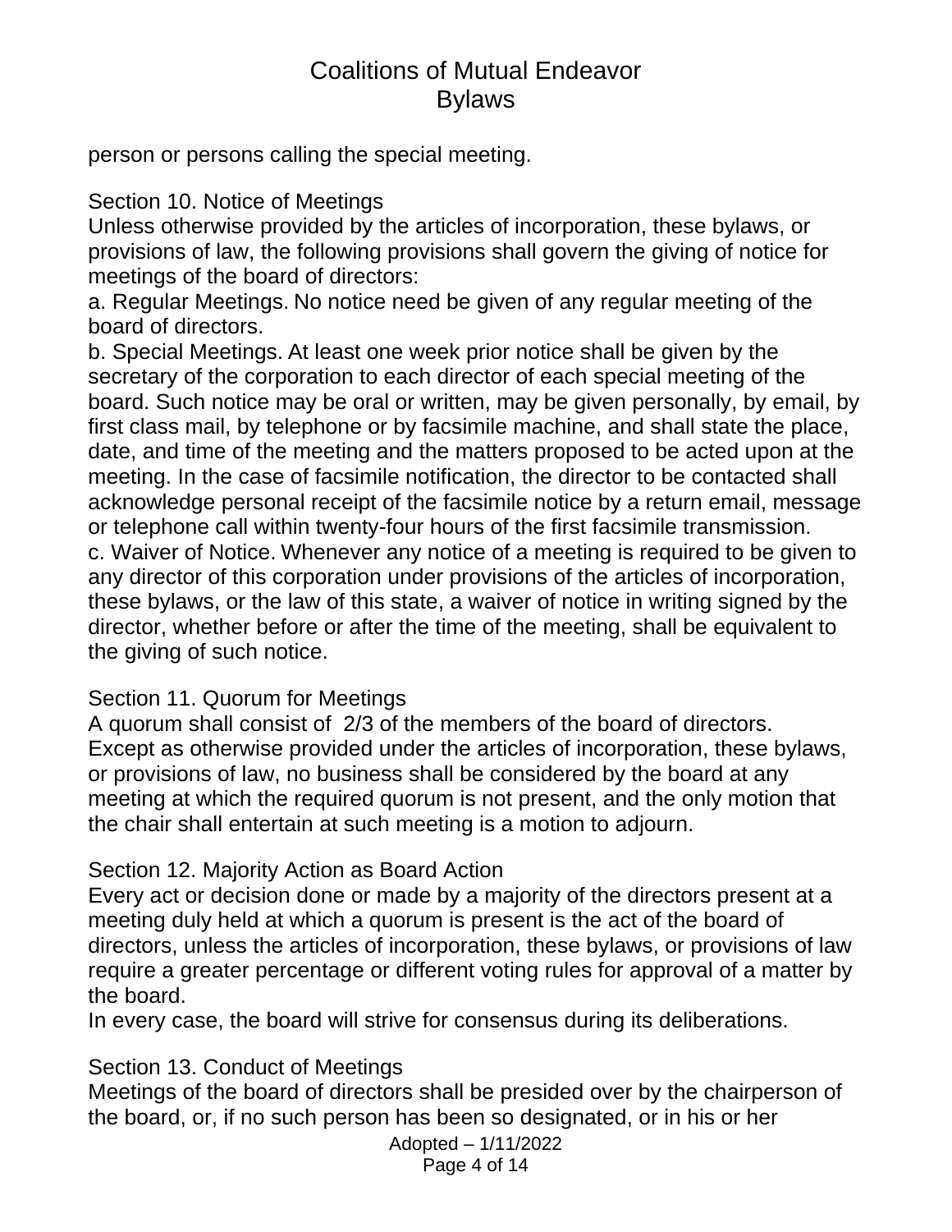person or persons calling the special meeting.

### Section 10. Notice of Meetings

Unless otherwise provided by the articles of incorporation, these bylaws, or provisions of law, the following provisions shall govern the giving of notice for meetings of the board of directors:

a. Regular Meetings. No notice need be given of any regular meeting of the board of directors.

b. Special Meetings. At least one week prior notice shall be given by the secretary of the corporation to each director of each special meeting of the board. Such notice may be oral or written, may be given personally, by email, by first class mail, by telephone or by facsimile machine, and shall state the place, date, and time of the meeting and the matters proposed to be acted upon at the meeting. In the case of facsimile notification, the director to be contacted shall acknowledge personal receipt of the facsimile notice by a return email, message or telephone call within twenty-four hours of the first facsimile transmission.

c. Waiver of Notice. Whenever any notice of a meeting is required to be given to any director of this corporation under provisions of the articles of incorporation, these bylaws, or the law of this state, a waiver of notice in writing signed by the director, whether before or after the time of the meeting, shall be equivalent to the giving of such notice.

### Section 11. Quorum for Meetings

A quorum shall consist of 2/3 of the members of the board of directors. Except as otherwise provided under the articles of incorporation, these bylaws, or provisions of law, no business shall be considered by the board at any meeting at which the required quorum is not present, and the only motion that the chair shall entertain at such meeting is a motion to adjourn.

### Section 12. Majority Action as Board Action

Every act or decision done or made by a majority of the directors present at a meeting duly held at which a quorum is present is the act of the board of directors, unless the articles of incorporation, these bylaws, or provisions of law require a greater percentage or different voting rules for approval of a matter by the board.

In every case, the board will strive for consensus during its deliberations.

### Section 13. Conduct of Meetings

Meetings of the board of directors shall be presided over by the chairperson of the board, or, if no such person has been so designated, or in his or her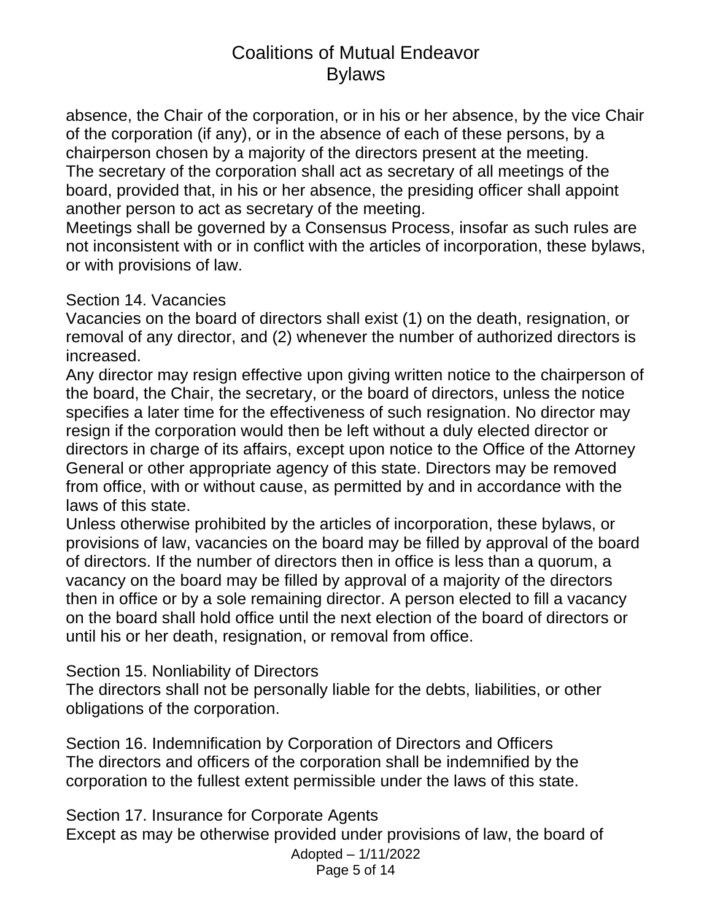absence, the Chair of the corporation, or in his or her absence, by the vice Chair of the corporation (if any), or in the absence of each of these persons, by a chairperson chosen by a majority of the directors present at the meeting.

The secretary of the corporation shall act as secretary of all meetings of the board, provided that, in his or her absence, the presiding officer shall appoint another person to act as secretary of the meeting.

Meetings shall be governed by a Consensus Process, insofar as such rules are not inconsistent with or in conflict with the articles of incorporation, these bylaws, or with provisions of law.

## Section 14. Vacancies

Vacancies on the board of directors shall exist (1) on the death, resignation, or removal of any director, and (2) whenever the number of authorized directors is increased.

Any director may resign effective upon giving written notice to the chairperson of the board, the Chair, the secretary, or the board of directors, unless the notice specifies a later time for the effectiveness of such resignation. No director may resign if the corporation would then be left without a duly elected director or directors in charge of its affairs, except upon notice to the Office of the Attorney General or other appropriate agency of this state. Directors may be removed from office, with or without cause, as permitted by and in accordance with the laws of this state.

Unless otherwise prohibited by the articles of incorporation, these bylaws, or provisions of law, vacancies on the board may be filled by approval of the board of directors. If the number of directors then in office is less than a quorum, a vacancy on the board may be filled by approval of a majority of the directors then in office or by a sole remaining director. A person elected to fill a vacancy on the board shall hold office until the next election of the board of directors or until his or her death, resignation, or removal from office.

## Section 15. Nonliability of Directors

The directors shall not be personally liable for the debts, liabilities, or other obligations of the corporation.

## Section 16. Indemnification by Corporation of Directors and Officers

The directors and officers of the corporation shall be indemnified by the corporation to the fullest extent permissible under the laws of this state.

## Section 17. Insurance for Corporate Agents

Except as may be otherwise provided under provisions of law, the board of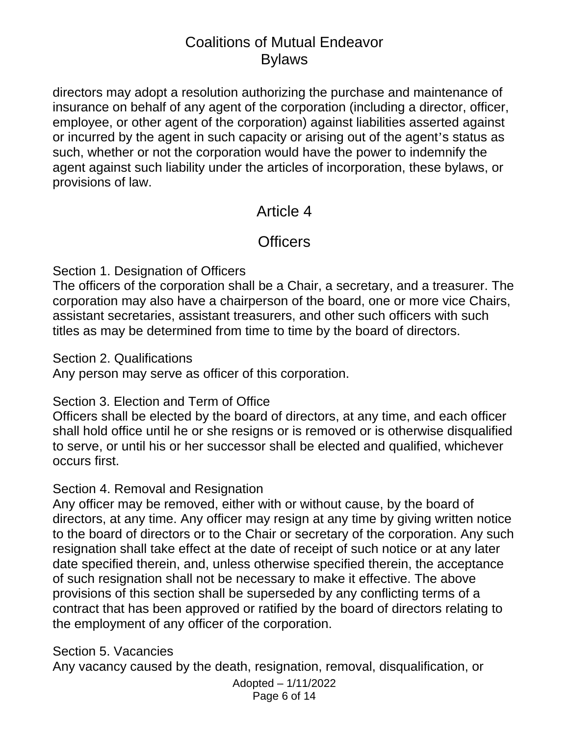directors may adopt a resolution authorizing the purchase and maintenance of insurance on behalf of any agent of the corporation (including a director, officer, employee, or other agent of the corporation) against liabilities asserted against or incurred by the agent in such capacity or arising out of the agent's status as such, whether or not the corporation would have the power to indemnify the agent against such liability under the articles of incorporation, these bylaws, or provisions of law.

## Article 4

## Officers

Section 1. Designation of Officers
The officers of the corporation shall be a Chair, a secretary, and a treasurer. The corporation may also have a chairperson of the board, one or more vice Chairs, assistant secretaries, assistant treasurers, and other such officers with such titles as may be determined from time to time by the board of directors.

Section 2. Qualifications
Any person may serve as officer of this corporation.

Section 3. Election and Term of Office
Officers shall be elected by the board of directors, at any time, and each officer shall hold office until he or she resigns or is removed or is otherwise disqualified to serve, or until his or her successor shall be elected and qualified, whichever occurs first.

Section 4. Removal and Resignation
Any officer may be removed, either with or without cause, by the board of directors, at any time. Any officer may resign at any time by giving written notice to the board of directors or to the Chair or secretary of the corporation. Any such resignation shall take effect at the date of receipt of such notice or at any later date specified therein, and, unless otherwise specified therein, the acceptance of such resignation shall not be necessary to make it effective. The above provisions of this section shall be superseded by any conflicting terms of a contract that has been approved or ratified by the board of directors relating to the employment of any officer of the corporation.

Section 5. Vacancies
Any vacancy caused by the death, resignation, removal, disqualification, or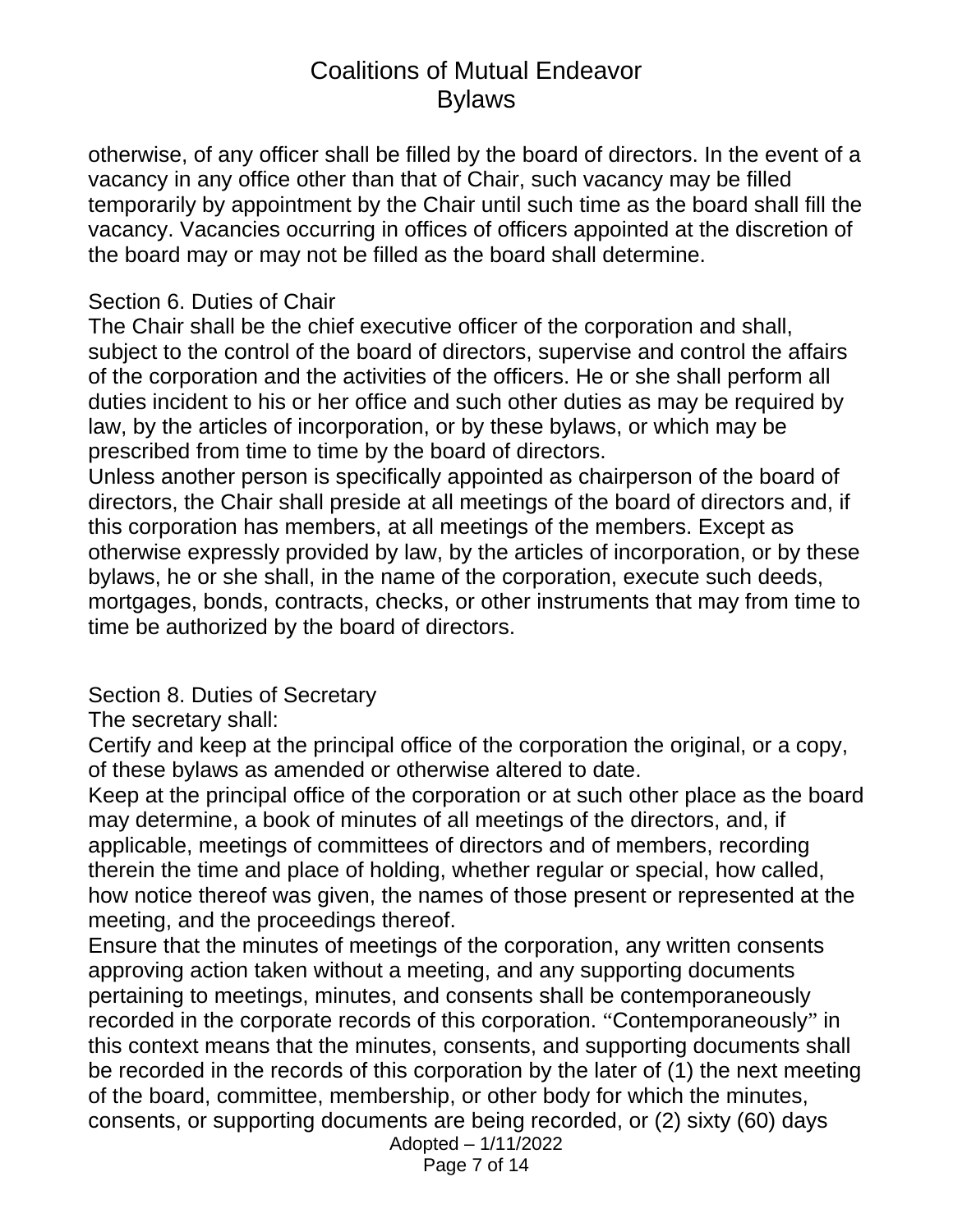otherwise, of any officer shall be filled by the board of directors. In the event of a vacancy in any office other than that of Chair, such vacancy may be filled temporarily by appointment by the Chair until such time as the board shall fill the vacancy. Vacancies occurring in offices of officers appointed at the discretion of the board may or may not be filled as the board shall determine.

### Section 6. Duties of Chair

The Chair shall be the chief executive officer of the corporation and shall, subject to the control of the board of directors, supervise and control the affairs of the corporation and the activities of the officers. He or she shall perform all duties incident to his or her office and such other duties as may be required by law, by the articles of incorporation, or by these bylaws, or which may be prescribed from time to time by the board of directors.

Unless another person is specifically appointed as chairperson of the board of directors, the Chair shall preside at all meetings of the board of directors and, if this corporation has members, at all meetings of the members. Except as otherwise expressly provided by law, by the articles of incorporation, or by these bylaws, he or she shall, in the name of the corporation, execute such deeds, mortgages, bonds, contracts, checks, or other instruments that may from time to time be authorized by the board of directors.

### Section 8. Duties of Secretary

The secretary shall:

Certify and keep at the principal office of the corporation the original, or a copy, of these bylaws as amended or otherwise altered to date.

Keep at the principal office of the corporation or at such other place as the board may determine, a book of minutes of all meetings of the directors, and, if applicable, meetings of committees of directors and of members, recording therein the time and place of holding, whether regular or special, how called, how notice thereof was given, the names of those present or represented at the meeting, and the proceedings thereof.

Ensure that the minutes of meetings of the corporation, any written consents approving action taken without a meeting, and any supporting documents pertaining to meetings, minutes, and consents shall be contemporaneously recorded in the corporate records of this corporation. “Contemporaneously” in this context means that the minutes, consents, and supporting documents shall be recorded in the records of this corporation by the later of (1) the next meeting of the board, committee, membership, or other body for which the minutes, consents, or supporting documents are being recorded, or (2) sixty (60) days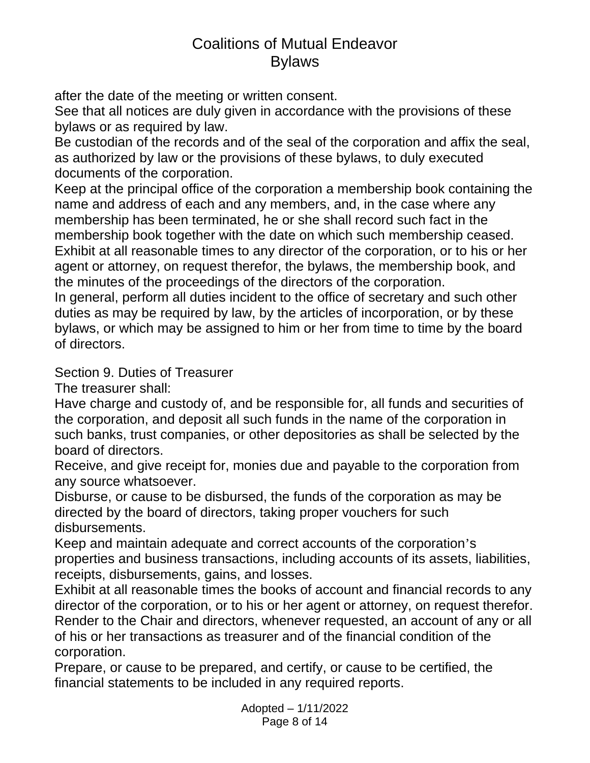after the date of the meeting or written consent.

See that all notices are duly given in accordance with the provisions of these bylaws or as required by law.

Be custodian of the records and of the seal of the corporation and affix the seal, as authorized by law or the provisions of these bylaws, to duly executed documents of the corporation.

Keep at the principal office of the corporation a membership book containing the name and address of each and any members, and, in the case where any membership has been terminated, he or she shall record such fact in the membership book together with the date on which such membership ceased.

Exhibit at all reasonable times to any director of the corporation, or to his or her agent or attorney, on request therefor, the bylaws, the membership book, and the minutes of the proceedings of the directors of the corporation.

In general, perform all duties incident to the office of secretary and such other duties as may be required by law, by the articles of incorporation, or by these bylaws, or which may be assigned to him or her from time to time by the board of directors.

Section 9. Duties of Treasurer

The treasurer shall:

Have charge and custody of, and be responsible for, all funds and securities of the corporation, and deposit all such funds in the name of the corporation in such banks, trust companies, or other depositories as shall be selected by the board of directors.

Receive, and give receipt for, monies due and payable to the corporation from any source whatsoever.

Disburse, or cause to be disbursed, the funds of the corporation as may be directed by the board of directors, taking proper vouchers for such disbursements.

Keep and maintain adequate and correct accounts of the corporation's properties and business transactions, including accounts of its assets, liabilities, receipts, disbursements, gains, and losses.

Exhibit at all reasonable times the books of account and financial records to any director of the corporation, or to his or her agent or attorney, on request therefor.

Render to the Chair and directors, whenever requested, an account of any or all of his or her transactions as treasurer and of the financial condition of the corporation.

Prepare, or cause to be prepared, and certify, or cause to be certified, the financial statements to be included in any required reports.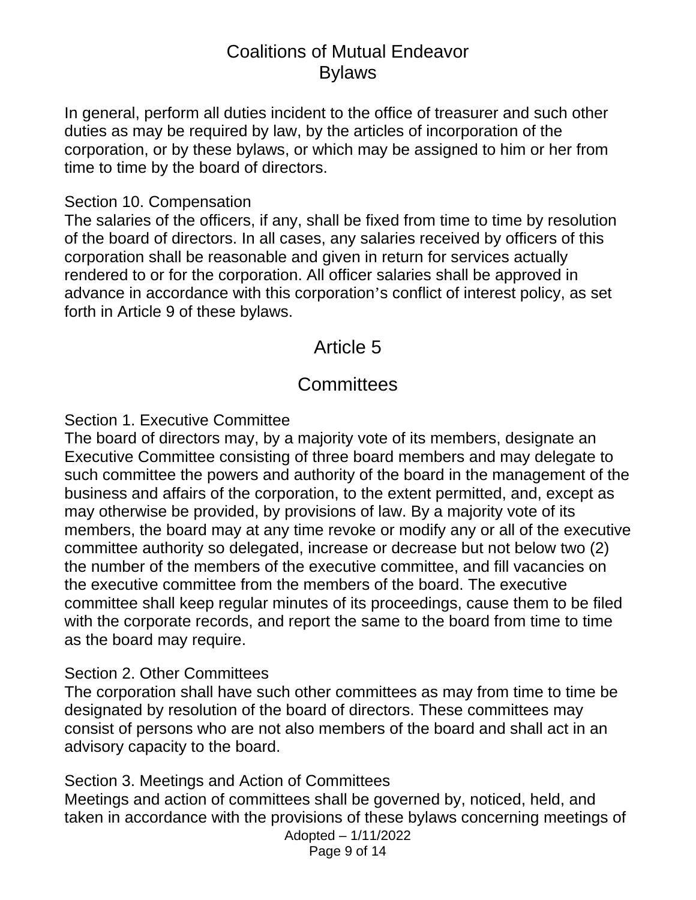In general, perform all duties incident to the office of treasurer and such other duties as may be required by law, by the articles of incorporation of the corporation, or by these bylaws, or which may be assigned to him or her from time to time by the board of directors.

Section 10. Compensation

The salaries of the officers, if any, shall be fixed from time to time by resolution of the board of directors. In all cases, any salaries received by officers of this corporation shall be reasonable and given in return for services actually rendered to or for the corporation. All officer salaries shall be approved in advance in accordance with this corporation's conflict of interest policy, as set forth in Article 9 of these bylaws.

# Article 5

# Committees

Section 1. Executive Committee

The board of directors may, by a majority vote of its members, designate an Executive Committee consisting of three board members and may delegate to such committee the powers and authority of the board in the management of the business and affairs of the corporation, to the extent permitted, and, except as may otherwise be provided, by provisions of law. By a majority vote of its members, the board may at any time revoke or modify any or all of the executive committee authority so delegated, increase or decrease but not below two (2) the number of the members of the executive committee, and fill vacancies on the executive committee from the members of the board. The executive committee shall keep regular minutes of its proceedings, cause them to be filed with the corporate records, and report the same to the board from time to time as the board may require.

Section 2. Other Committees

The corporation shall have such other committees as may from time to time be designated by resolution of the board of directors. These committees may consist of persons who are not also members of the board and shall act in an advisory capacity to the board.

Section 3. Meetings and Action of Committees

Meetings and action of committees shall be governed by, noticed, held, and taken in accordance with the provisions of these bylaws concerning meetings of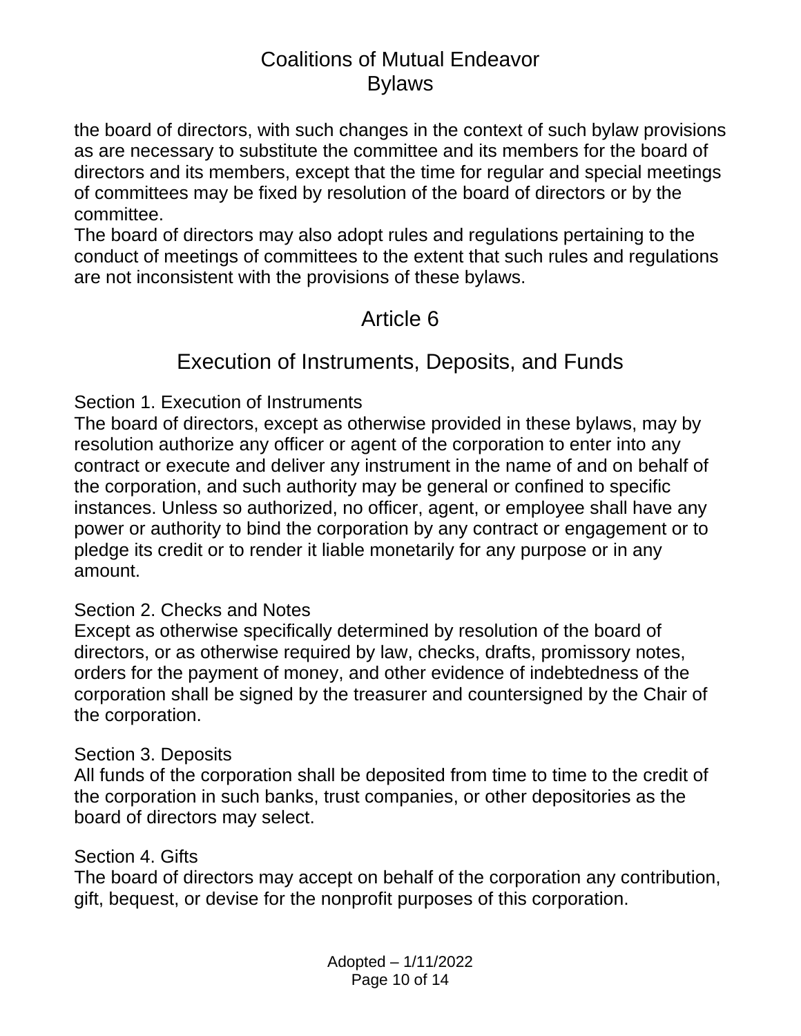the board of directors, with such changes in the context of such bylaw provisions as are necessary to substitute the committee and its members for the board of directors and its members, except that the time for regular and special meetings of committees may be fixed by resolution of the board of directors or by the committee.
The board of directors may also adopt rules and regulations pertaining to the conduct of meetings of committees to the extent that such rules and regulations are not inconsistent with the provisions of these bylaws.

# Article 6

## Execution of Instruments, Deposits, and Funds

Section 1. Execution of Instruments
The board of directors, except as otherwise provided in these bylaws, may by resolution authorize any officer or agent of the corporation to enter into any contract or execute and deliver any instrument in the name of and on behalf of the corporation, and such authority may be general or confined to specific instances. Unless so authorized, no officer, agent, or employee shall have any power or authority to bind the corporation by any contract or engagement or to pledge its credit or to render it liable monetarily for any purpose or in any amount.

Section 2. Checks and Notes
Except as otherwise specifically determined by resolution of the board of directors, or as otherwise required by law, checks, drafts, promissory notes, orders for the payment of money, and other evidence of indebtedness of the corporation shall be signed by the treasurer and countersigned by the Chair of the corporation.

Section 3. Deposits
All funds of the corporation shall be deposited from time to time to the credit of the corporation in such banks, trust companies, or other depositories as the board of directors may select.

Section 4. Gifts
The board of directors may accept on behalf of the corporation any contribution, gift, bequest, or devise for the nonprofit purposes of this corporation.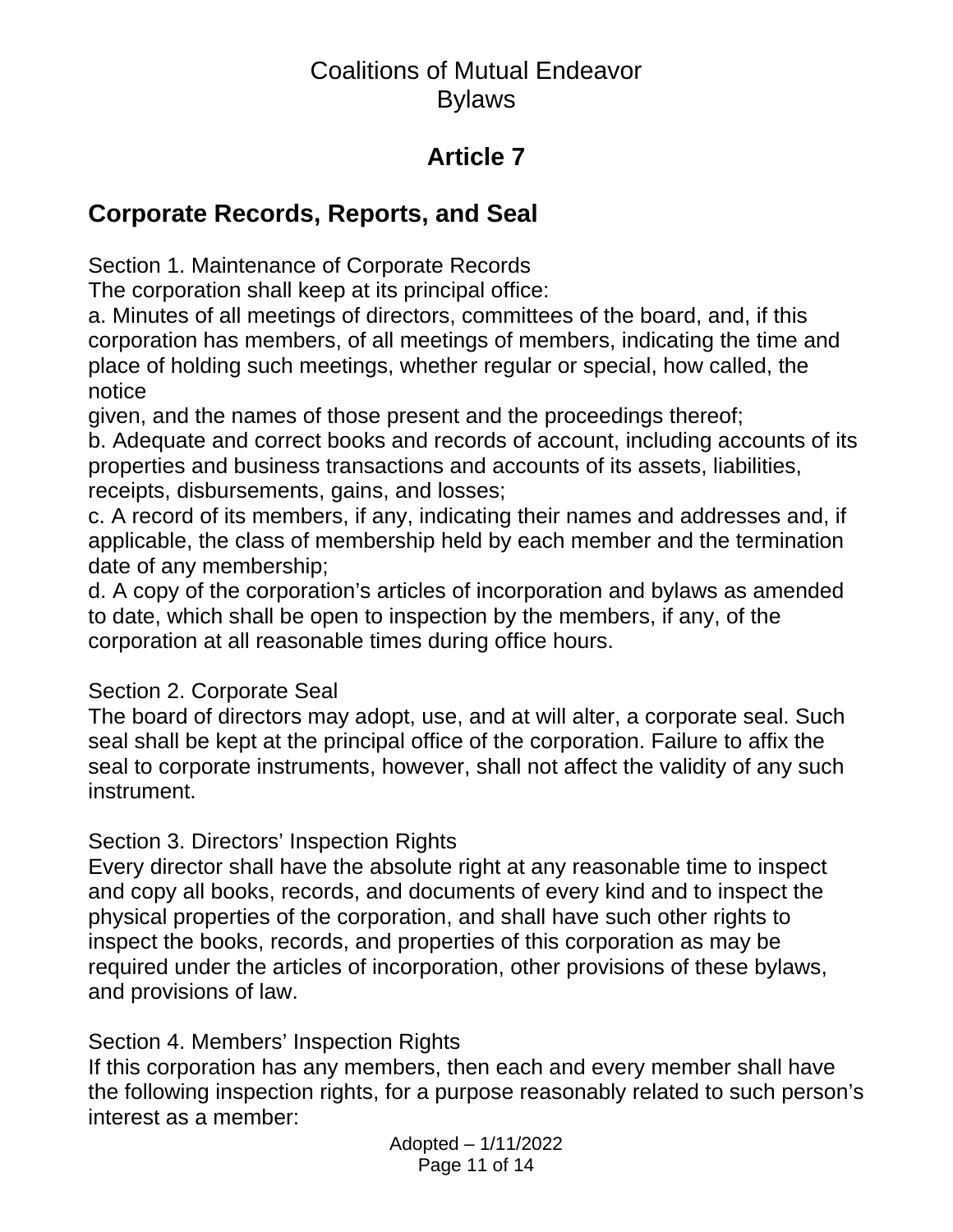## Article 7

## Corporate Records, Reports, and Seal

Section 1. Maintenance of Corporate Records
The corporation shall keep at its principal office:
a. Minutes of all meetings of directors, committees of the board, and, if this corporation has members, of all meetings of members, indicating the time and place of holding such meetings, whether regular or special, how called, the notice given, and the names of those present and the proceedings thereof;
b. Adequate and correct books and records of account, including accounts of its properties and business transactions and accounts of its assets, liabilities, receipts, disbursements, gains, and losses;
c. A record of its members, if any, indicating their names and addresses and, if applicable, the class of membership held by each member and the termination date of any membership;
d. A copy of the corporation's articles of incorporation and bylaws as amended to date, which shall be open to inspection by the members, if any, of the corporation at all reasonable times during office hours.

Section 2. Corporate Seal
The board of directors may adopt, use, and at will alter, a corporate seal. Such seal shall be kept at the principal office of the corporation. Failure to affix the seal to corporate instruments, however, shall not affect the validity of any such instrument.

Section 3. Directors' Inspection Rights
Every director shall have the absolute right at any reasonable time to inspect and copy all books, records, and documents of every kind and to inspect the physical properties of the corporation, and shall have such other rights to inspect the books, records, and properties of this corporation as may be required under the articles of incorporation, other provisions of these bylaws, and provisions of law.

Section 4. Members' Inspection Rights
If this corporation has any members, then each and every member shall have the following inspection rights, for a purpose reasonably related to such person's interest as a member: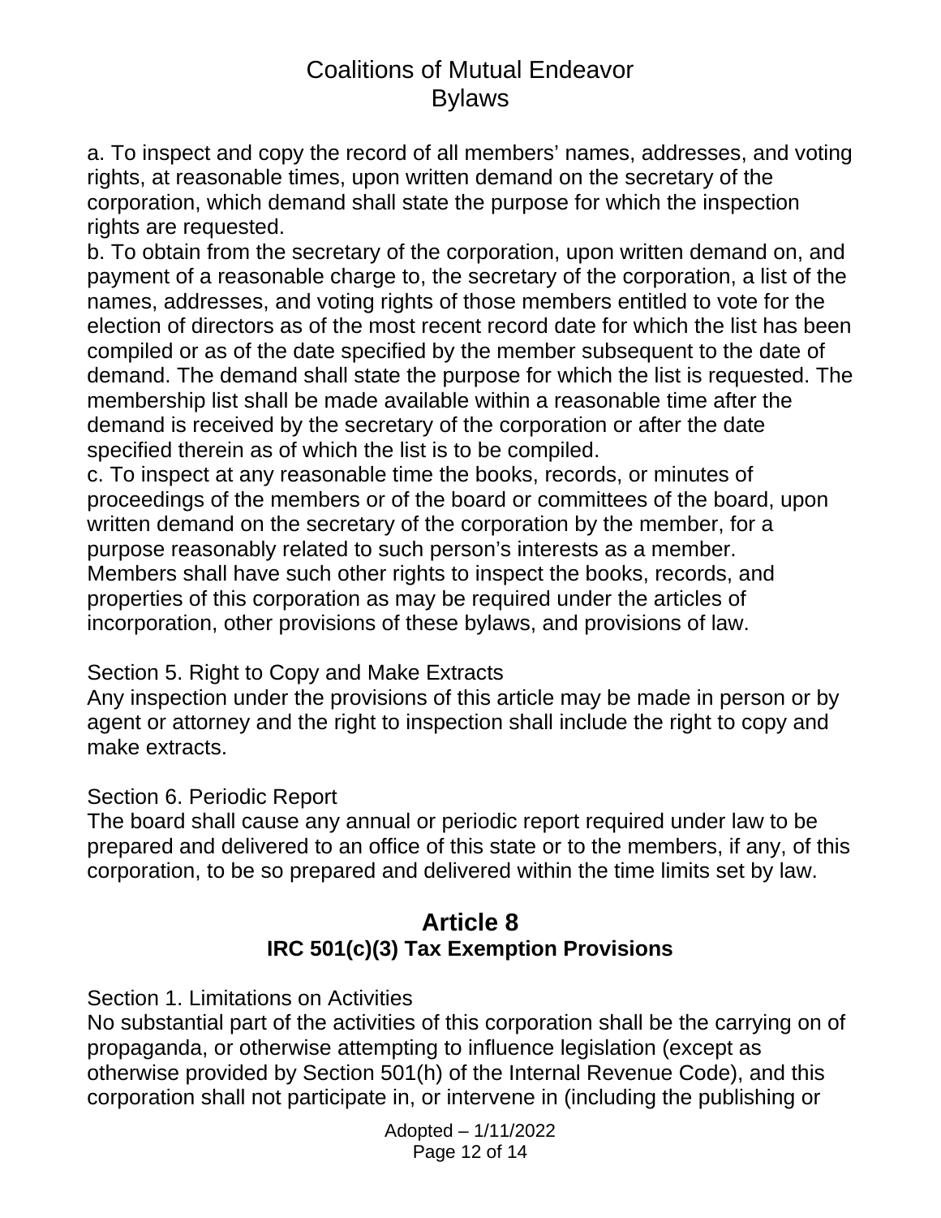a. To inspect and copy the record of all members' names, addresses, and voting rights, at reasonable times, upon written demand on the secretary of the corporation, which demand shall state the purpose for which the inspection rights are requested.

b. To obtain from the secretary of the corporation, upon written demand on, and payment of a reasonable charge to, the secretary of the corporation, a list of the names, addresses, and voting rights of those members entitled to vote for the election of directors as of the most recent record date for which the list has been compiled or as of the date specified by the member subsequent to the date of demand. The demand shall state the purpose for which the list is requested. The membership list shall be made available within a reasonable time after the demand is received by the secretary of the corporation or after the date specified therein as of which the list is to be compiled.

c. To inspect at any reasonable time the books, records, or minutes of proceedings of the members or of the board or committees of the board, upon written demand on the secretary of the corporation by the member, for a purpose reasonably related to such person's interests as a member.

Members shall have such other rights to inspect the books, records, and properties of this corporation as may be required under the articles of incorporation, other provisions of these bylaws, and provisions of law.

Section 5. Right to Copy and Make Extracts

Any inspection under the provisions of this article may be made in person or by agent or attorney and the right to inspection shall include the right to copy and make extracts.

Section 6. Periodic Report

The board shall cause any annual or periodic report required under law to be prepared and delivered to an office of this state or to the members, if any, of this corporation, to be so prepared and delivered within the time limits set by law.

## Article 8
### IRC 501(c)(3) Tax Exemption Provisions

Section 1. Limitations on Activities

No substantial part of the activities of this corporation shall be the carrying on of propaganda, or otherwise attempting to influence legislation (except as otherwise provided by Section 501(h) of the Internal Revenue Code), and this corporation shall not participate in, or intervene in (including the publishing or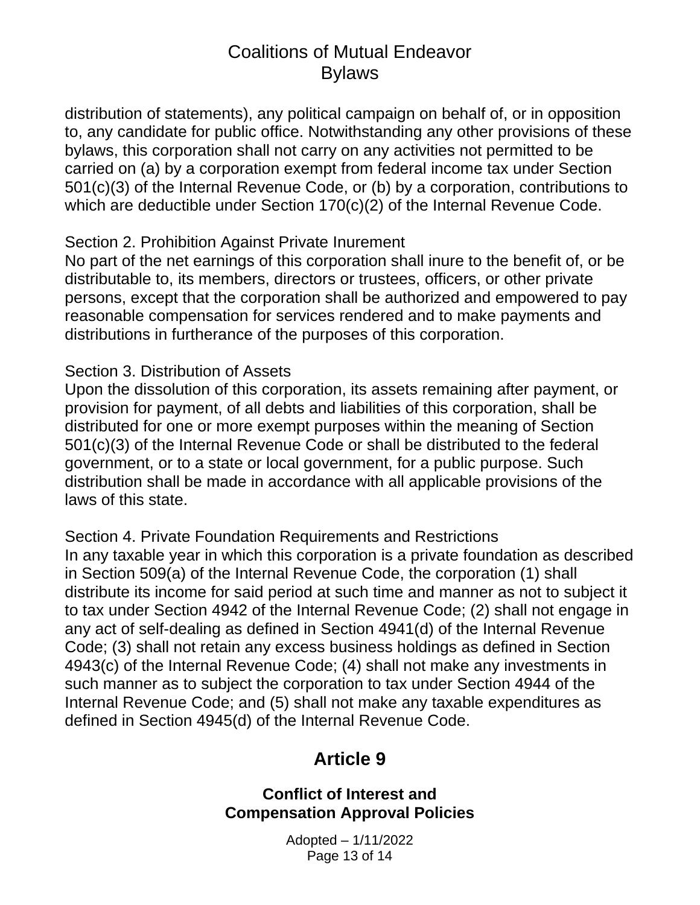distribution of statements), any political campaign on behalf of, or in opposition to, any candidate for public office. Notwithstanding any other provisions of these bylaws, this corporation shall not carry on any activities not permitted to be carried on (a) by a corporation exempt from federal income tax under Section 501(c)(3) of the Internal Revenue Code, or (b) by a corporation, contributions to which are deductible under Section 170(c)(2) of the Internal Revenue Code.

Section 2. Prohibition Against Private Inurement
No part of the net earnings of this corporation shall inure to the benefit of, or be distributable to, its members, directors or trustees, officers, or other private persons, except that the corporation shall be authorized and empowered to pay reasonable compensation for services rendered and to make payments and distributions in furtherance of the purposes of this corporation.

Section 3. Distribution of Assets
Upon the dissolution of this corporation, its assets remaining after payment, or provision for payment, of all debts and liabilities of this corporation, shall be distributed for one or more exempt purposes within the meaning of Section 501(c)(3) of the Internal Revenue Code or shall be distributed to the federal government, or to a state or local government, for a public purpose. Such distribution shall be made in accordance with all applicable provisions of the laws of this state.

Section 4. Private Foundation Requirements and Restrictions
In any taxable year in which this corporation is a private foundation as described in Section 509(a) of the Internal Revenue Code, the corporation (1) shall distribute its income for said period at such time and manner as not to subject it to tax under Section 4942 of the Internal Revenue Code; (2) shall not engage in any act of self-dealing as defined in Section 4941(d) of the Internal Revenue Code; (3) shall not retain any excess business holdings as defined in Section 4943(c) of the Internal Revenue Code; (4) shall not make any investments in such manner as to subject the corporation to tax under Section 4944 of the Internal Revenue Code; and (5) shall not make any taxable expenditures as defined in Section 4945(d) of the Internal Revenue Code.

## Article 9

### Conflict of Interest and Compensation Approval Policies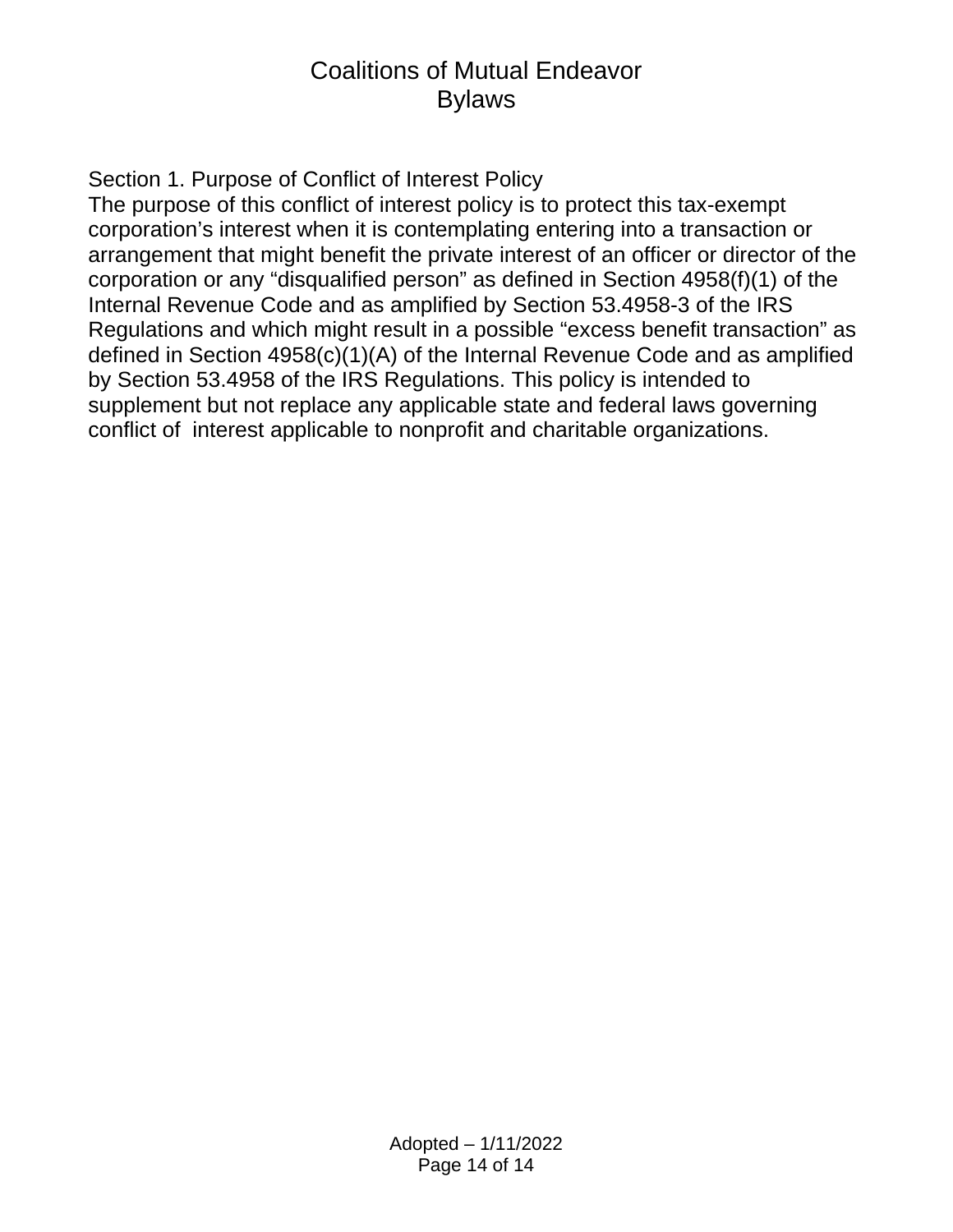Section 1. Purpose of Conflict of Interest Policy

The purpose of this conflict of interest policy is to protect this tax-exempt corporation's interest when it is contemplating entering into a transaction or arrangement that might benefit the private interest of an officer or director of the corporation or any "disqualified person" as defined in Section 4958(f)(1) of the Internal Revenue Code and as amplified by Section 53.4958-3 of the IRS Regulations and which might result in a possible "excess benefit transaction" as defined in Section 4958(c)(1)(A) of the Internal Revenue Code and as amplified by Section 53.4958 of the IRS Regulations. This policy is intended to supplement but not replace any applicable state and federal laws governing conflict of interest applicable to nonprofit and charitable organizations.